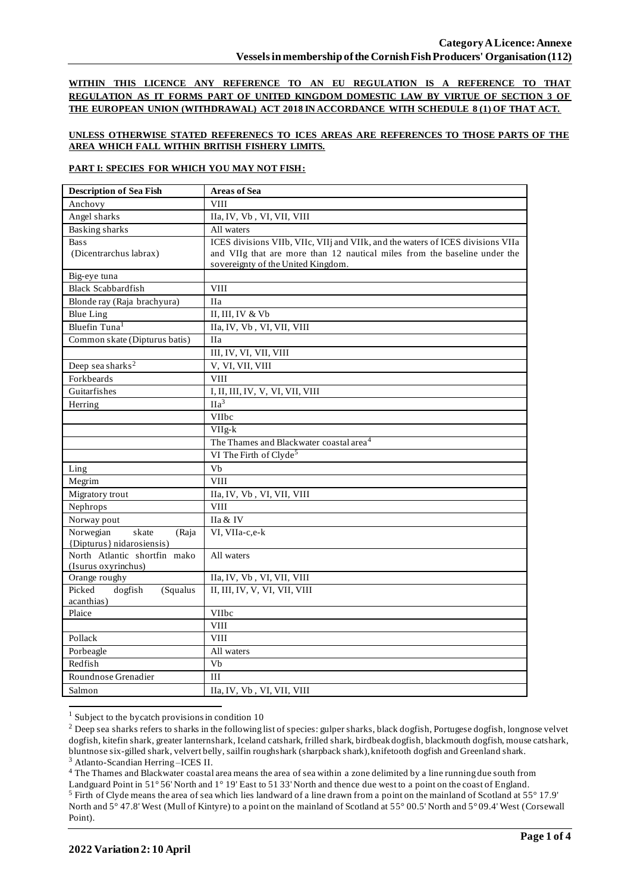**WITHIN THIS LICENCE ANY REFERENCE TO AN EU REGULATION IS A REFERENCE TO THAT REGULATION AS IT FORMS PART OF UNITED KINGDOM DOMESTIC LAW BY VIRTUE OF SECTION 3 OF THE EUROPEAN UNION (WITHDRAWAL) ACT 2018 IN ACCORDANCE WITH SCHEDULE 8 (1) OF THAT ACT.**

**UNLESS OTHERWISE STATED REFERENECS TO ICES AREAS ARE REFERENCES TO THOSE PARTS OF THE AREA WHICH FALL WITHIN BRITISH FISHERY LIMITS.**

**PART I: SPECIES FOR WHICH YOU MAY NOT FISH:**

| Description of Sea Fish | Areas of Sea |
|---|---|
| Anchovy | VIII |
| Angel sharks | IIa, IV, Vb , VI, VII, VIII |
| Basking sharks | All waters |
| Bass (Dicentrarchus labrax) | ICES divisions VIIb, VIIc, VIIj and VIIk, and the waters of ICES divisions VIIa and VIIg that are more than 12 nautical miles from the baseline under the sovereignty of the United Kingdom. |
| Big-eye tuna | |
| Black Scabbardfish | VIII |
| Blonde ray (Raja brachyura) | IIa |
| Blue Ling | II, III, IV & Vb |
| Bluefin Tuna[1] | IIa, IV, Vb , VI, VII, VIII |
| Common skate (Dipturus batis) | IIa |
| | III, IV, VI, VII, VIII |
| Deep sea sharks[2] | V, VI, VII, VIII |
| Forkbeards | VIII |
| Guitarfishes | I, II, III, IV, V, VI, VII, VIII |
| Herring | IIa[3] |
| | VIIbc |
| | VIIg-k |
| | The Thames and Blackwater coastal area[4] |
| | VI The Firth of Clyde[5] |
| Ling | Vb |
| Megrim | VIII |
| Migratory trout | IIa, IV, Vb , VI, VII, VIII |
| Nephrops | VIII |
| Norway pout | IIa & IV |
| Norwegian skate (Raja {Dipturus} nidarosiensis) | VI, VIIa-c,e-k |
| North Atlantic shortfin mako (Isurus oxyrinchus) | All waters |
| Orange roughy | IIa, IV, Vb , VI, VII, VIII |
| Picked dogfish (Squalus acanthias) | II, III, IV, V, VI, VII, VIII |
| Plaice | VIIbc |
| | VIII |
| Pollack | VIII |
| Porbeagle | All waters |
| Redfish | Vb |
| Roundnose Grenadier | III |
| Salmon | IIa, IV, Vb , VI, VII, VIII |

[1] Subject to the bycatch provisions in condition 10

[2] Deep sea sharks refers to sharks in the following list of species: gulper sharks, black dogfish, Portugese dogfish, longnose velvet dogfish, kitefin shark, greater lanternshark, Iceland catshark, frilled shark, birdbeak dogfish, blackmouth dogfish, mouse catshark, bluntnose six-gilled shark, velvert belly, sailfin roughshark (sharpback shark), knifetooth dogfish and Greenland shark.

[3] Atlanto-Scandian Herring –ICES II.

[4] The Thames and Blackwater coastal area means the area of sea within a zone delimited by a line running due south from Landguard Point in 51° 56' North and 1° 19' East to 51 33' North and thence due west to a point on the coast of England.

[5] Firth of Clyde means the area of sea which lies landward of a line drawn from a point on the mainland of Scotland at 55° 17.9' North and 5° 47.8' West (Mull of Kintyre) to a point on the mainland of Scotland at 55° 00.5' North and 5° 09.4' West (Corsewall Point).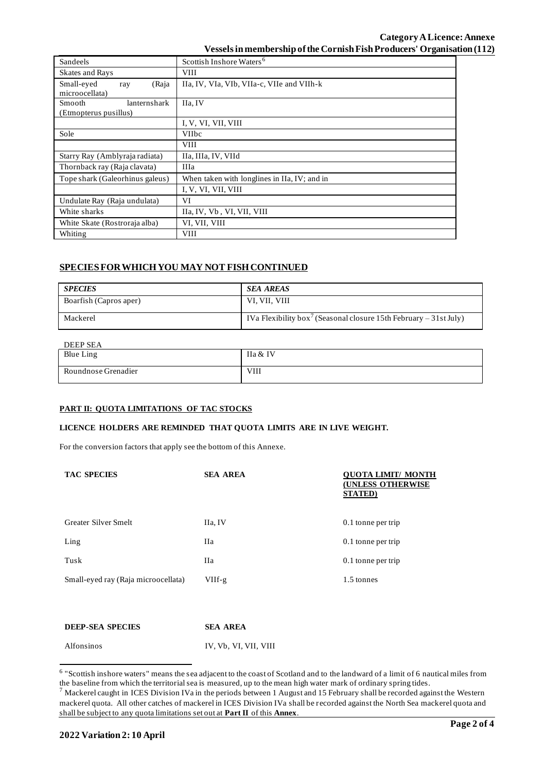| | |
|---|---|
| Sandeels | Scottish Inshore Waters[6] |
| Skates and Rays | VIII |
| Small-eyed ray (Raja microocellata) | IIa, IV, VIa, VIb, VIIa-c, VIIe and VIIh-k |
| Smooth lanternshark (Etmopterus pusillus) | IIa, IV |
| | I, V, VI, VII, VIII |
| Sole | VIIbc |
| | VIII |
| Starry Ray (Amblyraja radiata) | IIa, IIIa, IV, VIId |
| Thornback ray (Raja clavata) | IIIa |
| Tope shark (Galeorhinus galeus) | When taken with longlines in IIa, IV; and in |
| | I, V, VI, VII, VIII |
| Undulate Ray (Raja undulata) | VI |
| White sharks | IIa, IV, Vb , VI, VII, VIII |
| White Skate (Rostroraja alba) | VI, VII, VIII |
| Whiting | VIII |

## SPECIES FOR WHICH YOU MAY NOT FISH CONTINUED

| *SPECIES* | *SEA AREAS* |
|---|---|
| Boarfish (Capros aper) | VI, VII, VIII |
| Mackerel | IVa Flexibility box[7] (Seasonal closure 15th February – 31st July) |

DEEP SEA

| | |
|---|---|
| Blue Ling | IIa & IV |
| Roundnose Grenadier | VIII |

**PART II: QUOTA LIMITATIONS OF TAC STOCKS**

**LICENCE HOLDERS ARE REMINDED THAT QUOTA LIMITS ARE IN LIVE WEIGHT.**

For the conversion factors that apply see the bottom of this Annexe.

| **TAC SPECIES** | **SEA AREA** | **QUOTA LIMIT/ MONTH (UNLESS OTHERWISE STATED)** |
|---|---|---|
| Greater Silver Smelt | IIa, IV | 0.1 tonne per trip |
| Ling | IIa | 0.1 tonne per trip |
| Tusk | IIa | 0.1 tonne per trip |
| Small-eyed ray (Raja microocellata) | VIIf-g | 1.5 tonnes |

| **DEEP-SEA SPECIES** | **SEA AREA** |
|---|---|
| Alfonsinos | IV, Vb, VI, VII, VIII |

[6] "Scottish inshore waters" means the sea adjacent to the coast of Scotland and to the landward of a limit of 6 nautical miles from the baseline from which the territorial sea is measured, up to the mean high water mark of ordinary spring tides.

[7] Mackerel caught in ICES Division IVa in the periods between 1 August and 15 February shall be recorded against the Western mackerel quota. All other catches of mackerel in ICES Division IVa shall be recorded against the North Sea mackerel quota and shall be subject to any quota limitations set out at **Part II** of this **Annex**.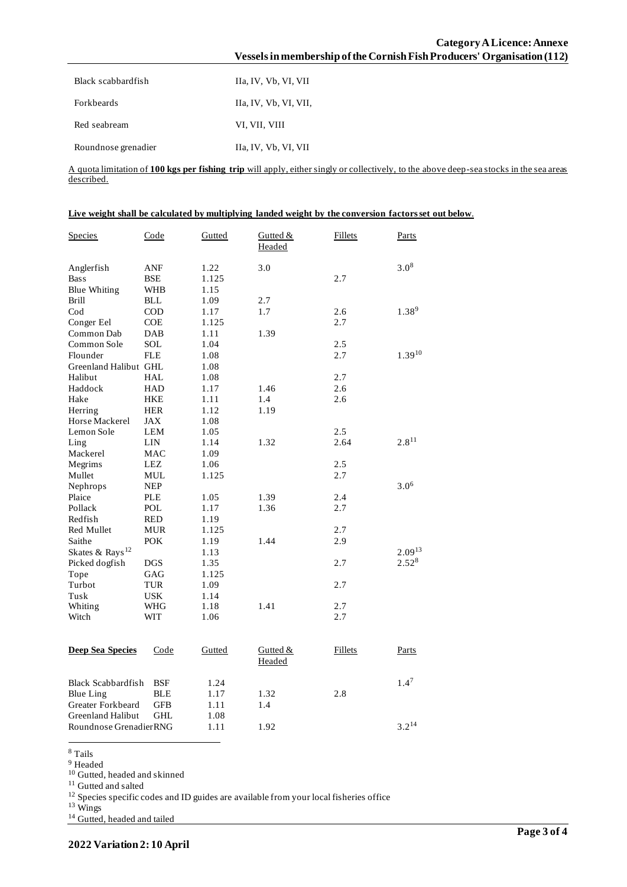| | |
|---|---|
| Black scabbardfish | IIa, IV, Vb, VI, VII |
| Forkbeards | IIa, IV, Vb, VI, VII, |
| Red seabream | VI, VII, VIII |
| Roundnose grenadier | IIa, IV, Vb, VI, VII |

A quota limitation of **100 kgs per fishing trip** will apply, either singly or collectively, to the above deep-sea stocks in the sea areas described.

**Live weight shall be calculated by multiplying landed weight by the conversion factors set out below.**

| Species | Code | Gutted | Gutted & Headed | Fillets | Parts |
|---|---|---|---|---|---|
| Anglerfish | ANF | 1.22 | 3.0 | | 3.0[8] |
| Bass | BSE | 1.125 | | 2.7 | |
| Blue Whiting | WHB | 1.15 | | | |
| Brill | BLL | 1.09 | 2.7 | | |
| Cod | COD | 1.17 | 1.7 | 2.6 | 1.38[9] |
| Conger Eel | COE | 1.125 | | 2.7 | |
| Common Dab | DAB | 1.11 | 1.39 | | |
| Common Sole | SOL | 1.04 | | 2.5 | |
| Flounder | FLE | 1.08 | | 2.7 | 1.39[10] |
| Greenland Halibut | GHL | 1.08 | | | |
| Halibut | HAL | 1.08 | | 2.7 | |
| Haddock | HAD | 1.17 | 1.46 | 2.6 | |
| Hake | HKE | 1.11 | 1.4 | 2.6 | |
| Herring | HER | 1.12 | 1.19 | | |
| Horse Mackerel | JAX | 1.08 | | | |
| Lemon Sole | LEM | 1.05 | | 2.5 | |
| Ling | LIN | 1.14 | 1.32 | 2.64 | 2.8[11] |
| Mackerel | MAC | 1.09 | | | |
| Megrims | LEZ | 1.06 | | 2.5 | |
| Mullet | MUL | 1.125 | | 2.7 | |
| Nephrops | NEP | | | | 3.0[6] |
| Plaice | PLE | 1.05 | 1.39 | 2.4 | |
| Pollack | POL | 1.17 | 1.36 | 2.7 | |
| Redfish | RED | 1.19 | | | |
| Red Mullet | MUR | 1.125 | | 2.7 | |
| Saithe | POK | 1.19 | 1.44 | 2.9 | |
| Skates & Rays[12] | | 1.13 | | | 2.09[13] |
| Picked dogfish | DGS | 1.35 | | 2.7 | 2.52[8] |
| Tope | GAG | 1.125 | | | |
| Turbot | TUR | 1.09 | | 2.7 | |
| Tusk | USK | 1.14 | | | |
| Whiting | WHG | 1.18 | 1.41 | 2.7 | |
| Witch | WIT | 1.06 | | 2.7 | |

| **Deep Sea Species** | Code | Gutted | Gutted & Headed | Fillets | Parts |
|---|---|---|---|---|---|
| Black Scabbardfish | BSF | 1.24 | | | 1.4[7] |
| Blue Ling | BLE | 1.17 | 1.32 | 2.8 | |
| Greater Forkbeard | GFB | 1.11 | 1.4 | | |
| Greenland Halibut | GHL | 1.08 | | | |
| Roundnose Grenadier | RNG | 1.11 | 1.92 | | 3.2[14] |

[8] Tails
[9] Headed
[10] Gutted, headed and skinned
[11] Gutted and salted
[12] Species specific codes and ID guides are available from your local fisheries office
[13] Wings
[14] Gutted, headed and tailed

2022 Variation 2: 10 April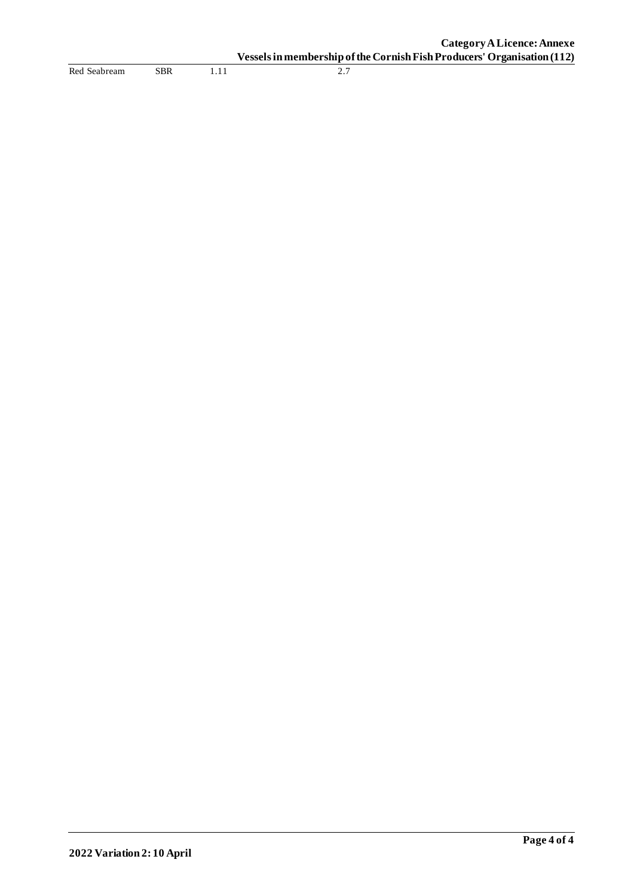| | | | |
|---|---|---|---|
| Red Seabream | SBR | 1.11 | 2.7 |